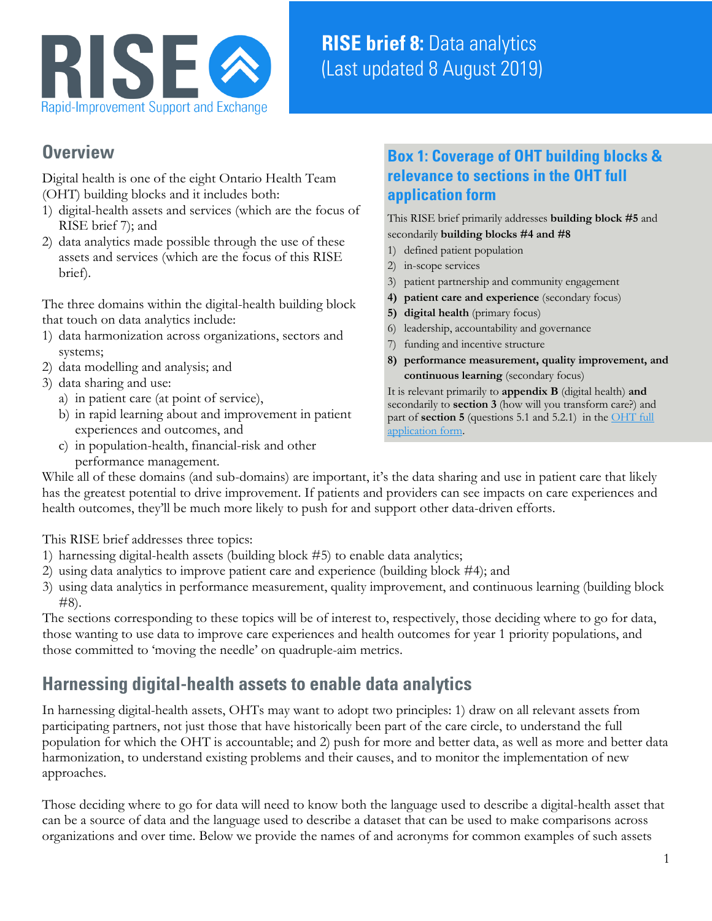# RISE brief 8: Data analytics (Last updated 8 August 2019)

RISE
Rapid-Improvement Support and Exchange

## Overview

Digital health is one of the eight Ontario Health Team (OHT) building blocks and it includes both:

1) digital-health assets and services (which are the focus of RISE brief 7); and
2) data analytics made possible through the use of these assets and services (which are the focus of this RISE brief).

The three domains within the digital-health building block that touch on data analytics include:

1) data harmonization across organizations, sectors and systems;
2) data modelling and analysis; and
3) data sharing and use:
   a) in patient care (at point of service),
   b) in rapid learning about and improvement in patient experiences and outcomes, and
   c) in population-health, financial-risk and other performance management.

> **Box 1: Coverage of OHT building blocks & relevance to sections in the OHT full application form**
>
> This RISE brief primarily addresses **building block #5** and secondarily **building blocks #4 and #8**
>
> 1) defined patient population
> 2) in-scope services
> 3) patient partnership and community engagement
> 4) **patient care and experience** (secondary focus)
> 5) **digital health** (primary focus)
> 6) leadership, accountability and governance
> 7) funding and incentive structure
> 8) **performance measurement, quality improvement, and continuous learning** (secondary focus)
>
> It is relevant primarily to **appendix B** (digital health) **and** secondarily to **section 3** (how will you transform care?) and part of **section 5** (questions 5.1 and 5.2.1) in the OHT full application form.

While all of these domains (and sub-domains) are important, it's the data sharing and use in patient care that likely has the greatest potential to drive improvement. If patients and providers can see impacts on care experiences and health outcomes, they'll be much more likely to push for and support other data-driven efforts.

This RISE brief addresses three topics:

1) harnessing digital-health assets (building block #5) to enable data analytics;
2) using data analytics to improve patient care and experience (building block #4); and
3) using data analytics in performance measurement, quality improvement, and continuous learning (building block #8).

The sections corresponding to these topics will be of interest to, respectively, those deciding where to go for data, those wanting to use data to improve care experiences and health outcomes for year 1 priority populations, and those committed to 'moving the needle' on quadruple-aim metrics.

## Harnessing digital-health assets to enable data analytics

In harnessing digital-health assets, OHTs may want to adopt two principles: 1) draw on all relevant assets from participating partners, not just those that have historically been part of the care circle, to understand the full population for which the OHT is accountable; and 2) push for more and better data, as well as more and better data harmonization, to understand existing problems and their causes, and to monitor the implementation of new approaches.

Those deciding where to go for data will need to know both the language used to describe a digital-health asset that can be a source of data and the language used to describe a dataset that can be used to make comparisons across organizations and over time. Below we provide the names of and acronyms for common examples of such assets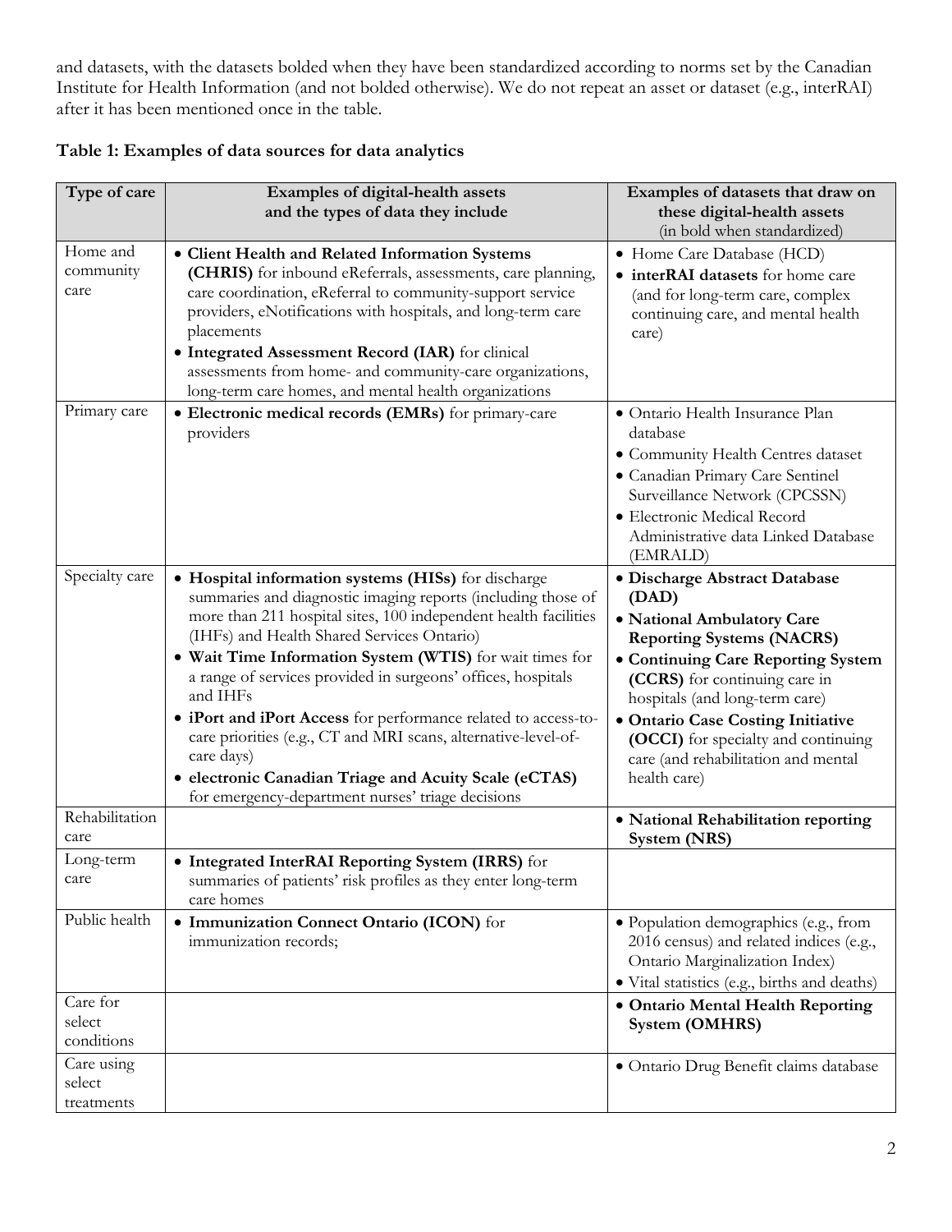and datasets, with the datasets bolded when they have been standardized according to norms set by the Canadian Institute for Health Information (and not bolded otherwise). We do not repeat an asset or dataset (e.g., interRAI) after it has been mentioned once in the table.

**Table 1: Examples of data sources for data analytics**

| Type of care | Examples of digital-health assets and the types of data they include | Examples of datasets that draw on these digital-health assets (in bold when standardized) |
|---|---|---|
| Home and community care | • **Client Health and Related Information Systems (CHRIS)** for inbound eReferrals, assessments, care planning, care coordination, eReferral to community-support service providers, eNotifications with hospitals, and long-term care placements<br>• **Integrated Assessment Record (IAR)** for clinical assessments from home- and community-care organizations, long-term care homes, and mental health organizations | • Home Care Database (HCD)<br>• **interRAI datasets** for home care (and for long-term care, complex continuing care, and mental health care) |
| Primary care | • **Electronic medical records (EMRs)** for primary-care providers | • Ontario Health Insurance Plan database<br>• Community Health Centres dataset<br>• Canadian Primary Care Sentinel Surveillance Network (CPCSSN)<br>• Electronic Medical Record Administrative data Linked Database (EMRALD) |
| Specialty care | • **Hospital information systems (HISs)** for discharge summaries and diagnostic imaging reports (including those of more than 211 hospital sites, 100 independent health facilities (IHFs) and Health Shared Services Ontario)<br>• **Wait Time Information System (WTIS)** for wait times for a range of services provided in surgeons' offices, hospitals and IHFs<br>• **iPort and iPort Access** for performance related to access-to-care priorities (e.g., CT and MRI scans, alternative-level-of-care days)<br>• **electronic Canadian Triage and Acuity Scale (eCTAS)** for emergency-department nurses' triage decisions | • **Discharge Abstract Database (DAD)**<br>• **National Ambulatory Care Reporting Systems (NACRS)**<br>• **Continuing Care Reporting System (CCRS)** for continuing care in hospitals (and long-term care)<br>• **Ontario Case Costing Initiative (OCCI)** for specialty and continuing care (and rehabilitation and mental health care) |
| Rehabilitation care | | • **National Rehabilitation reporting System (NRS)** |
| Long-term care | • **Integrated InterRAI Reporting System (IRRS)** for summaries of patients' risk profiles as they enter long-term care homes | |
| Public health | • **Immunization Connect Ontario (ICON)** for immunization records; | • Population demographics (e.g., from 2016 census) and related indices (e.g., Ontario Marginalization Index)<br>• Vital statistics (e.g., births and deaths) |
| Care for select conditions | | • **Ontario Mental Health Reporting System (OMHRS)** |
| Care using select treatments | | • Ontario Drug Benefit claims database |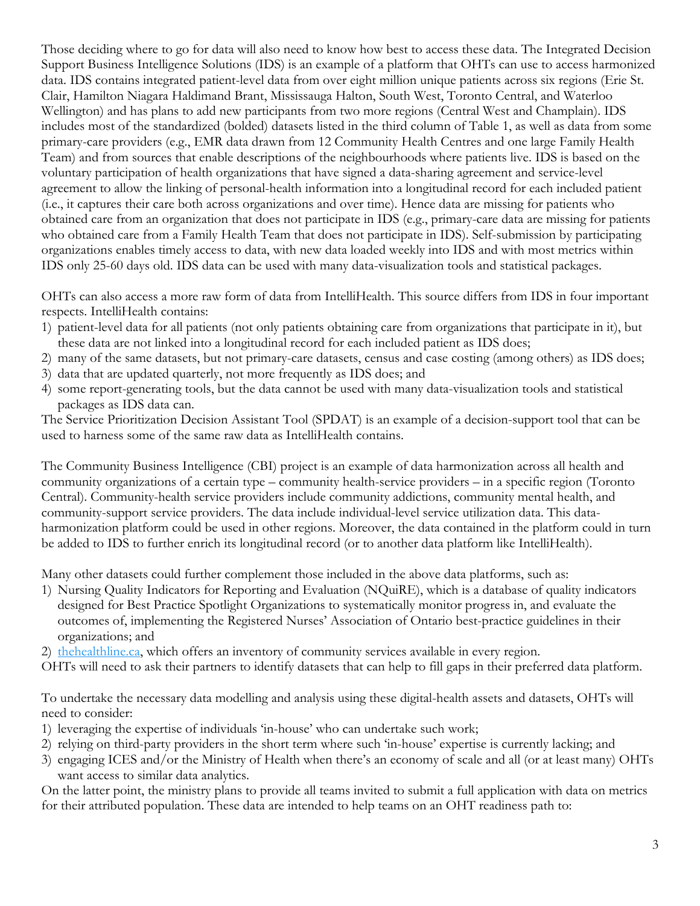Those deciding where to go for data will also need to know how best to access these data. The Integrated Decision Support Business Intelligence Solutions (IDS) is an example of a platform that OHTs can use to access harmonized data. IDS contains integrated patient-level data from over eight million unique patients across six regions (Erie St. Clair, Hamilton Niagara Haldimand Brant, Mississauga Halton, South West, Toronto Central, and Waterloo Wellington) and has plans to add new participants from two more regions (Central West and Champlain). IDS includes most of the standardized (bolded) datasets listed in the third column of Table 1, as well as data from some primary-care providers (e.g., EMR data drawn from 12 Community Health Centres and one large Family Health Team) and from sources that enable descriptions of the neighbourhoods where patients live. IDS is based on the voluntary participation of health organizations that have signed a data-sharing agreement and service-level agreement to allow the linking of personal-health information into a longitudinal record for each included patient (i.e., it captures their care both across organizations and over time). Hence data are missing for patients who obtained care from an organization that does not participate in IDS (e.g., primary-care data are missing for patients who obtained care from a Family Health Team that does not participate in IDS). Self-submission by participating organizations enables timely access to data, with new data loaded weekly into IDS and with most metrics within IDS only 25-60 days old. IDS data can be used with many data-visualization tools and statistical packages.

OHTs can also access a more raw form of data from IntelliHealth. This source differs from IDS in four important respects. IntelliHealth contains:

1) patient-level data for all patients (not only patients obtaining care from organizations that participate in it), but these data are not linked into a longitudinal record for each included patient as IDS does;
2) many of the same datasets, but not primary-care datasets, census and case costing (among others) as IDS does;
3) data that are updated quarterly, not more frequently as IDS does; and
4) some report-generating tools, but the data cannot be used with many data-visualization tools and statistical packages as IDS data can.

The Service Prioritization Decision Assistant Tool (SPDAT) is an example of a decision-support tool that can be used to harness some of the same raw data as IntelliHealth contains.

The Community Business Intelligence (CBI) project is an example of data harmonization across all health and community organizations of a certain type – community health-service providers – in a specific region (Toronto Central). Community-health service providers include community addictions, community mental health, and community-support service providers. The data include individual-level service utilization data. This data-harmonization platform could be used in other regions. Moreover, the data contained in the platform could in turn be added to IDS to further enrich its longitudinal record (or to another data platform like IntelliHealth).

Many other datasets could further complement those included in the above data platforms, such as:

1) Nursing Quality Indicators for Reporting and Evaluation (NQuiRE), which is a database of quality indicators designed for Best Practice Spotlight Organizations to systematically monitor progress in, and evaluate the outcomes of, implementing the Registered Nurses' Association of Ontario best-practice guidelines in their organizations; and
2) [thehealthline.ca](thehealthline.ca), which offers an inventory of community services available in every region.

OHTs will need to ask their partners to identify datasets that can help to fill gaps in their preferred data platform.

To undertake the necessary data modelling and analysis using these digital-health assets and datasets, OHTs will need to consider:

1) leveraging the expertise of individuals 'in-house' who can undertake such work;
2) relying on third-party providers in the short term where such 'in-house' expertise is currently lacking; and
3) engaging ICES and/or the Ministry of Health when there's an economy of scale and all (or at least many) OHTs want access to similar data analytics.

On the latter point, the ministry plans to provide all teams invited to submit a full application with data on metrics for their attributed population. These data are intended to help teams on an OHT readiness path to: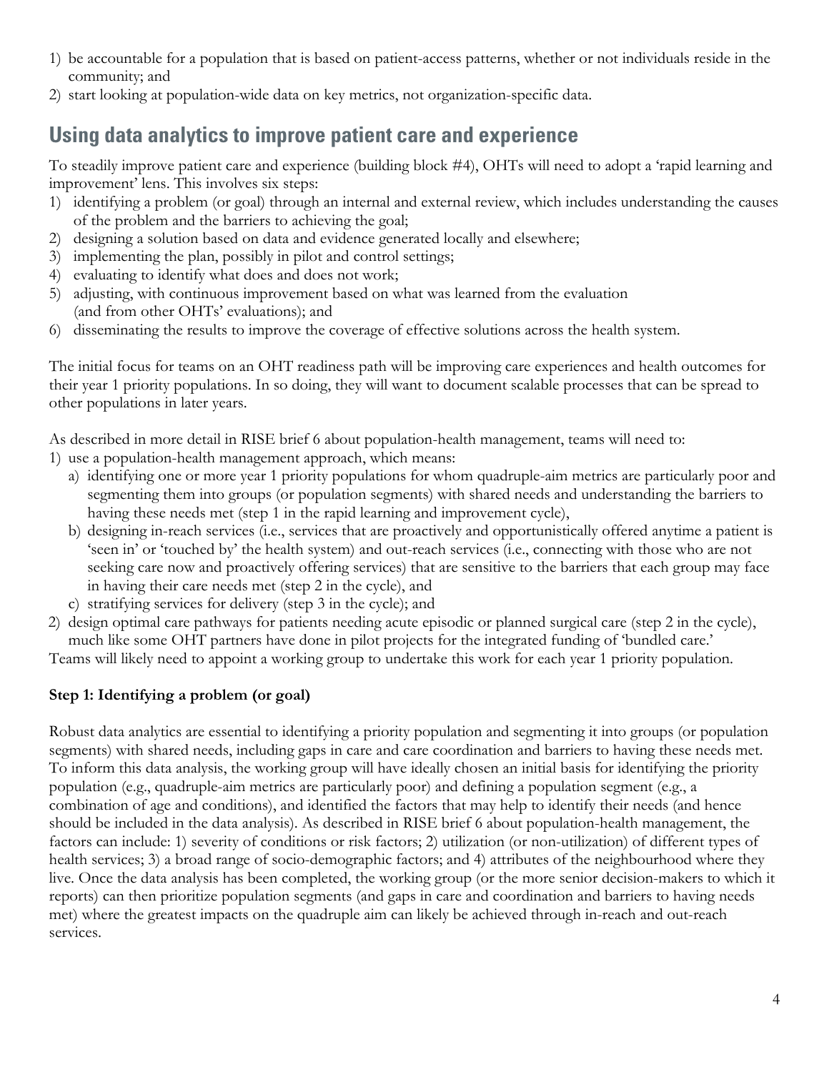1) be accountable for a population that is based on patient-access patterns, whether or not individuals reside in the community; and
2) start looking at population-wide data on key metrics, not organization-specific data.

## Using data analytics to improve patient care and experience

To steadily improve patient care and experience (building block #4), OHTs will need to adopt a 'rapid learning and improvement' lens. This involves six steps:

1) identifying a problem (or goal) through an internal and external review, which includes understanding the causes of the problem and the barriers to achieving the goal;
2) designing a solution based on data and evidence generated locally and elsewhere;
3) implementing the plan, possibly in pilot and control settings;
4) evaluating to identify what does and does not work;
5) adjusting, with continuous improvement based on what was learned from the evaluation (and from other OHTs' evaluations); and
6) disseminating the results to improve the coverage of effective solutions across the health system.

The initial focus for teams on an OHT readiness path will be improving care experiences and health outcomes for their year 1 priority populations. In so doing, they will want to document scalable processes that can be spread to other populations in later years.

As described in more detail in RISE brief 6 about population-health management, teams will need to:

1) use a population-health management approach, which means:
   a) identifying one or more year 1 priority populations for whom quadruple-aim metrics are particularly poor and segmenting them into groups (or population segments) with shared needs and understanding the barriers to having these needs met (step 1 in the rapid learning and improvement cycle),
   b) designing in-reach services (i.e., services that are proactively and opportunistically offered anytime a patient is 'seen in' or 'touched by' the health system) and out-reach services (i.e., connecting with those who are not seeking care now and proactively offering services) that are sensitive to the barriers that each group may face in having their care needs met (step 2 in the cycle), and
   c) stratifying services for delivery (step 3 in the cycle); and
2) design optimal care pathways for patients needing acute episodic or planned surgical care (step 2 in the cycle), much like some OHT partners have done in pilot projects for the integrated funding of 'bundled care.'

Teams will likely need to appoint a working group to undertake this work for each year 1 priority population.

**Step 1: Identifying a problem (or goal)**

Robust data analytics are essential to identifying a priority population and segmenting it into groups (or population segments) with shared needs, including gaps in care and care coordination and barriers to having these needs met. To inform this data analysis, the working group will have ideally chosen an initial basis for identifying the priority population (e.g., quadruple-aim metrics are particularly poor) and defining a population segment (e.g., a combination of age and conditions), and identified the factors that may help to identify their needs (and hence should be included in the data analysis). As described in RISE brief 6 about population-health management, the factors can include: 1) severity of conditions or risk factors; 2) utilization (or non-utilization) of different types of health services; 3) a broad range of socio-demographic factors; and 4) attributes of the neighbourhood where they live. Once the data analysis has been completed, the working group (or the more senior decision-makers to which it reports) can then prioritize population segments (and gaps in care and coordination and barriers to having needs met) where the greatest impacts on the quadruple aim can likely be achieved through in-reach and out-reach services.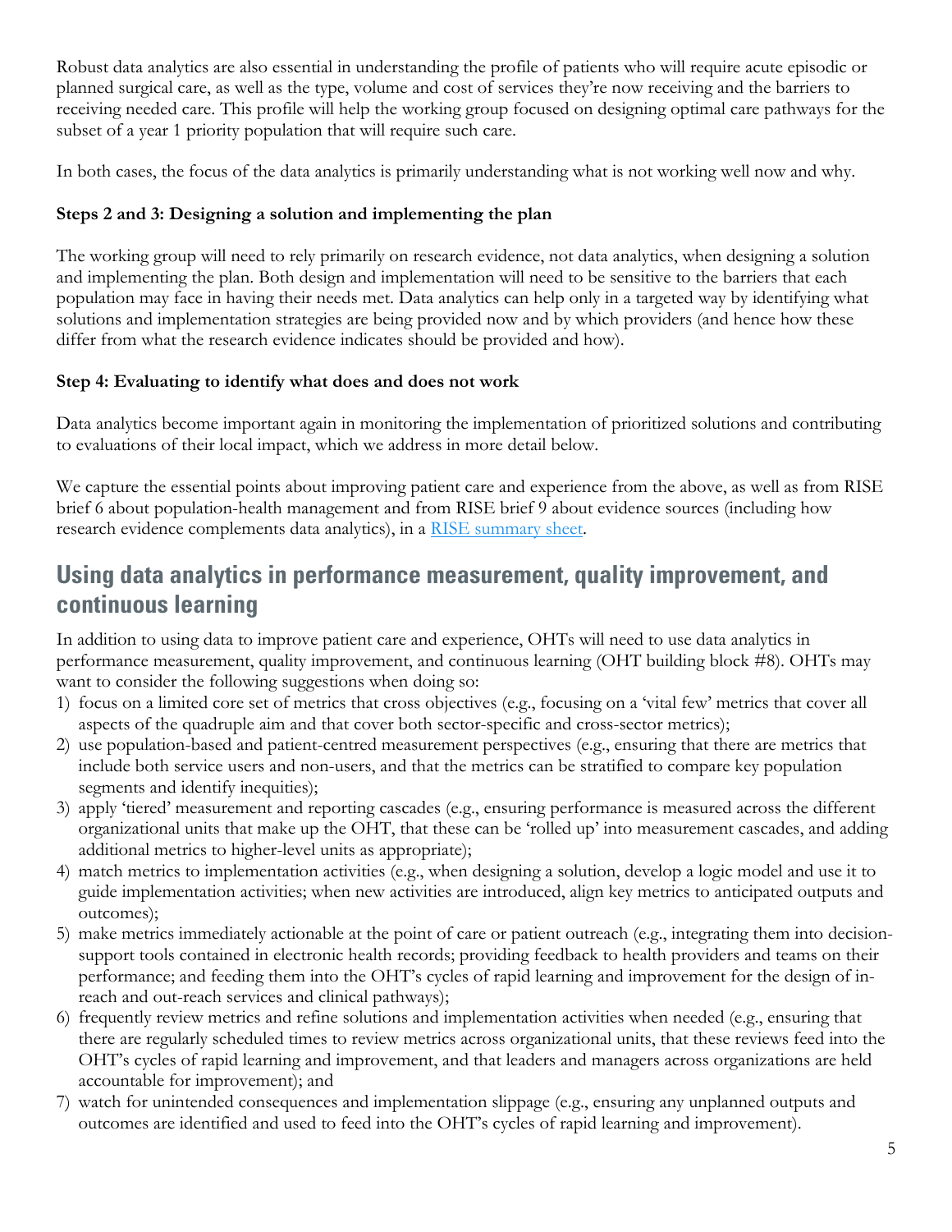Robust data analytics are also essential in understanding the profile of patients who will require acute episodic or planned surgical care, as well as the type, volume and cost of services they're now receiving and the barriers to receiving needed care. This profile will help the working group focused on designing optimal care pathways for the subset of a year 1 priority population that will require such care.

In both cases, the focus of the data analytics is primarily understanding what is not working well now and why.

**Steps 2 and 3: Designing a solution and implementing the plan**

The working group will need to rely primarily on research evidence, not data analytics, when designing a solution and implementing the plan. Both design and implementation will need to be sensitive to the barriers that each population may face in having their needs met. Data analytics can help only in a targeted way by identifying what solutions and implementation strategies are being provided now and by which providers (and hence how these differ from what the research evidence indicates should be provided and how).

**Step 4: Evaluating to identify what does and does not work**

Data analytics become important again in monitoring the implementation of prioritized solutions and contributing to evaluations of their local impact, which we address in more detail below.

We capture the essential points about improving patient care and experience from the above, as well as from RISE brief 6 about population-health management and from RISE brief 9 about evidence sources (including how research evidence complements data analytics), in a [RISE summary sheet](#).

## Using data analytics in performance measurement, quality improvement, and continuous learning

In addition to using data to improve patient care and experience, OHTs will need to use data analytics in performance measurement, quality improvement, and continuous learning (OHT building block #8). OHTs may want to consider the following suggestions when doing so:

1) focus on a limited core set of metrics that cross objectives (e.g., focusing on a 'vital few' metrics that cover all aspects of the quadruple aim and that cover both sector-specific and cross-sector metrics);
2) use population-based and patient-centred measurement perspectives (e.g., ensuring that there are metrics that include both service users and non-users, and that the metrics can be stratified to compare key population segments and identify inequities);
3) apply 'tiered' measurement and reporting cascades (e.g., ensuring performance is measured across the different organizational units that make up the OHT, that these can be 'rolled up' into measurement cascades, and adding additional metrics to higher-level units as appropriate);
4) match metrics to implementation activities (e.g., when designing a solution, develop a logic model and use it to guide implementation activities; when new activities are introduced, align key metrics to anticipated outputs and outcomes);
5) make metrics immediately actionable at the point of care or patient outreach (e.g., integrating them into decision-support tools contained in electronic health records; providing feedback to health providers and teams on their performance; and feeding them into the OHT's cycles of rapid learning and improvement for the design of in-reach and out-reach services and clinical pathways);
6) frequently review metrics and refine solutions and implementation activities when needed (e.g., ensuring that there are regularly scheduled times to review metrics across organizational units, that these reviews feed into the OHT's cycles of rapid learning and improvement, and that leaders and managers across organizations are held accountable for improvement); and
7) watch for unintended consequences and implementation slippage (e.g., ensuring any unplanned outputs and outcomes are identified and used to feed into the OHT's cycles of rapid learning and improvement).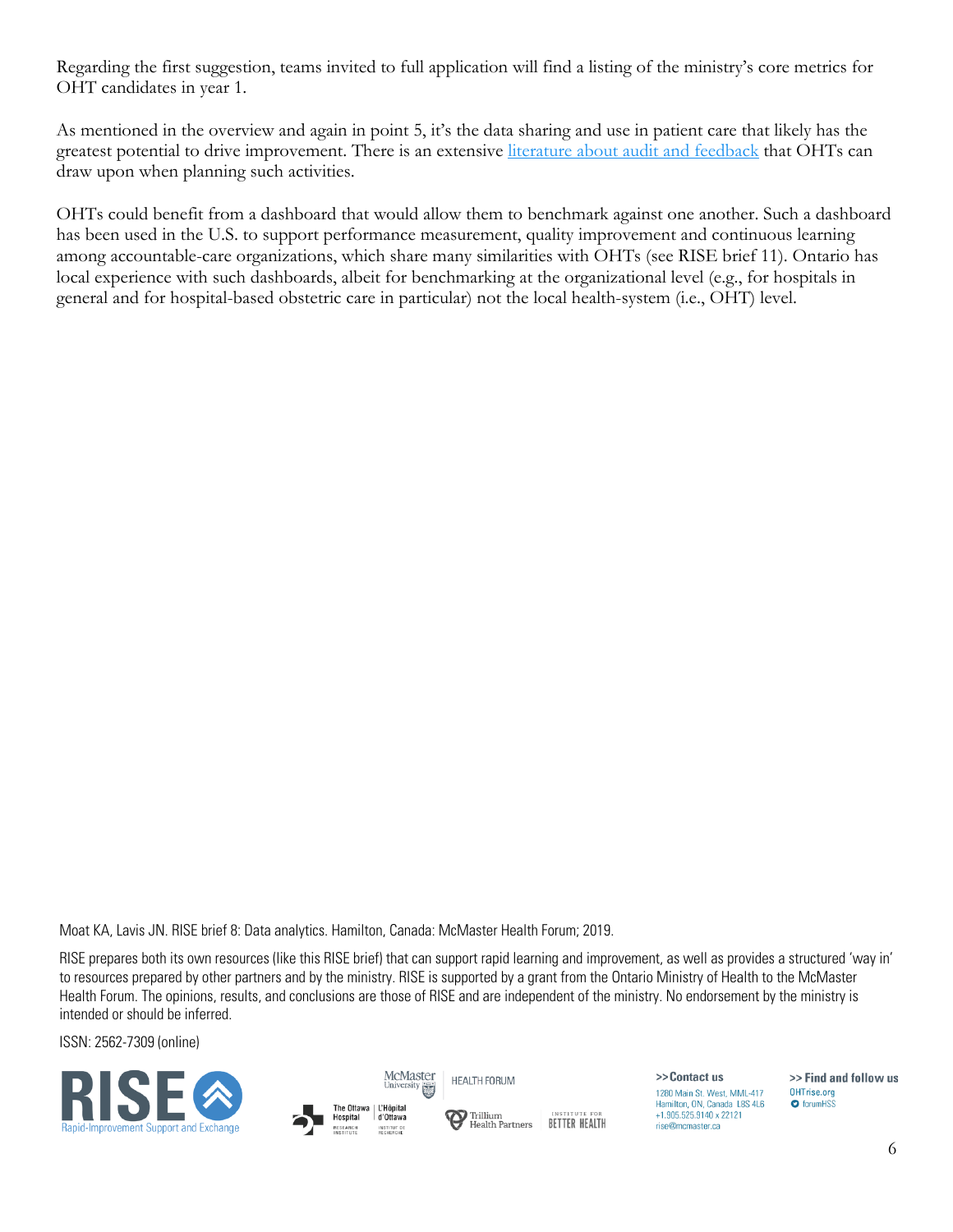Regarding the first suggestion, teams invited to full application will find a listing of the ministry's core metrics for OHT candidates in year 1.

As mentioned in the overview and again in point 5, it's the data sharing and use in patient care that likely has the greatest potential to drive improvement. There is an extensive literature about audit and feedback that OHTs can draw upon when planning such activities.

OHTs could benefit from a dashboard that would allow them to benchmark against one another. Such a dashboard has been used in the U.S. to support performance measurement, quality improvement and continuous learning among accountable-care organizations, which share many similarities with OHTs (see RISE brief 11). Ontario has local experience with such dashboards, albeit for benchmarking at the organizational level (e.g., for hospitals in general and for hospital-based obstetric care in particular) not the local health-system (i.e., OHT) level.

Moat KA, Lavis JN. RISE brief 8: Data analytics. Hamilton, Canada: McMaster Health Forum; 2019.

RISE prepares both its own resources (like this RISE brief) that can support rapid learning and improvement, as well as provides a structured 'way in' to resources prepared by other partners and by the ministry. RISE is supported by a grant from the Ontario Ministry of Health to the McMaster Health Forum. The opinions, results, and conclusions are those of RISE and are independent of the ministry. No endorsement by the ministry is intended or should be inferred.

ISSN: 2562-7309 (online)

RISE Rapid-Improvement Support and Exchange

McMaster University HEALTH FORUM

The Ottawa Hospital Research Institute | L'Hôpital d'Ottawa Institut de recherche

Trillium Health Partners

Institute for Better Health

**>>Contact us**
1280 Main St. West, MML-417
Hamilton, ON, Canada L8S 4L6
+1.905.525.9140 x 22121
rise@mcmaster.ca

**>> Find and follow us**
OHTrise.org
forumHSS